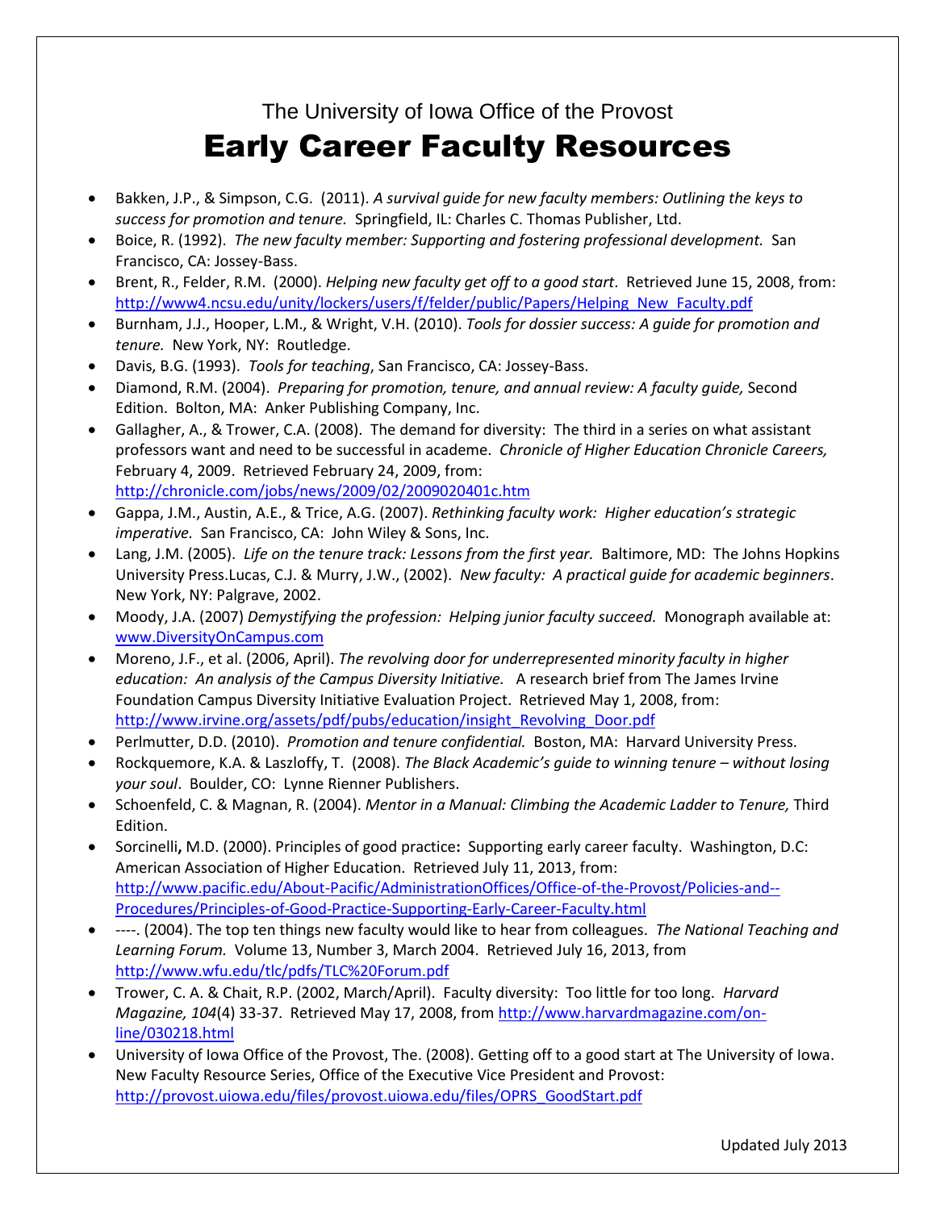The University of Iowa Office of the Provost

# Early Career Faculty Resources

- Bakken, J.P., & Simpson, C.G. (2011). *A survival guide for new faculty members: Outlining the keys to success for promotion and tenure.* Springfield, IL: Charles C. Thomas Publisher, Ltd.
- Boice, R. (1992). *The new faculty member: Supporting and fostering professional development.* San Francisco, CA: Jossey-Bass.
- Brent, R., Felder, R.M. (2000). *Helping new faculty get off to a good start*. Retrieved June 15, 2008, from: http://www4.ncsu.edu/unity/lockers/users/f/felder/public/Papers/Helping_New_Faculty.pdf
- Burnham, J.J., Hooper, L.M., & Wright, V.H. (2010). *Tools for dossier success: A guide for promotion and tenure.* New York, NY: Routledge.
- Davis, B.G. (1993). *Tools for teaching*, San Francisco, CA: Jossey-Bass.
- Diamond, R.M. (2004). *Preparing for promotion, tenure, and annual review: A faculty guide,* Second Edition. Bolton, MA: Anker Publishing Company, Inc.
- Gallagher, A., & Trower, C.A. (2008). The demand for diversity: The third in a series on what assistant professors want and need to be successful in academe. *Chronicle of Higher Education Chronicle Careers,* February 4, 2009. Retrieved February 24, 2009, from: http://chronicle.com/jobs/news/2009/02/2009020401c.htm
- Gappa, J.M., Austin, A.E., & Trice, A.G. (2007). *Rethinking faculty work: Higher education's strategic imperative.* San Francisco, CA: John Wiley & Sons, Inc.
- Lang, J.M. (2005). *Life on the tenure track: Lessons from the first year.* Baltimore, MD: The Johns Hopkins University Press.Lucas, C.J. & Murry, J.W., (2002). *New faculty: A practical guide for academic beginners*. New York, NY: Palgrave, 2002.
- Moody, J.A. (2007) *Demystifying the profession: Helping junior faculty succeed.* Monograph available at: www.DiversityOnCampus.com
- Moreno, J.F., et al. (2006, April). *The revolving door for underrepresented minority faculty in higher education: An analysis of the Campus Diversity Initiative.* A research brief from The James Irvine Foundation Campus Diversity Initiative Evaluation Project. Retrieved May 1, 2008, from: http://www.irvine.org/assets/pdf/pubs/education/insight_Revolving_Door.pdf
- Perlmutter, D.D. (2010). *Promotion and tenure confidential.* Boston, MA: Harvard University Press.
- Rockquemore, K.A. & Laszloffy, T. (2008). *The Black Academic's guide to winning tenure – without losing your soul*. Boulder, CO: Lynne Rienner Publishers.
- Schoenfeld, C. & Magnan, R. (2004). *Mentor in a Manual: Climbing the Academic Ladder to Tenure,* Third Edition.
- Sorcinelli**,** M.D. (2000). Principles of good practice**:** Supporting early career faculty. Washington, D.C: American Association of Higher Education. Retrieved July 11, 2013, from: http://www.pacific.edu/About-Pacific/AdministrationOffices/Office-of-the-Provost/Policies-and--Procedures/Principles-of-Good-Practice-Supporting-Early-Career-Faculty.html
- ----. (2004). The top ten things new faculty would like to hear from colleagues. *The National Teaching and Learning Forum.* Volume 13, Number 3, March 2004. Retrieved July 16, 2013, from http://www.wfu.edu/tlc/pdfs/TLC%20Forum.pdf
- Trower, C. A. & Chait, R.P. (2002, March/April). Faculty diversity: Too little for too long. *Harvard Magazine, 104*(4) 33-37. Retrieved May 17, 2008, from http://www.harvardmagazine.com/on-line/030218.html
- University of Iowa Office of the Provost, The. (2008). Getting off to a good start at The University of Iowa. New Faculty Resource Series, Office of the Executive Vice President and Provost: http://provost.uiowa.edu/files/provost.uiowa.edu/files/OPRS_GoodStart.pdf

Updated July 2013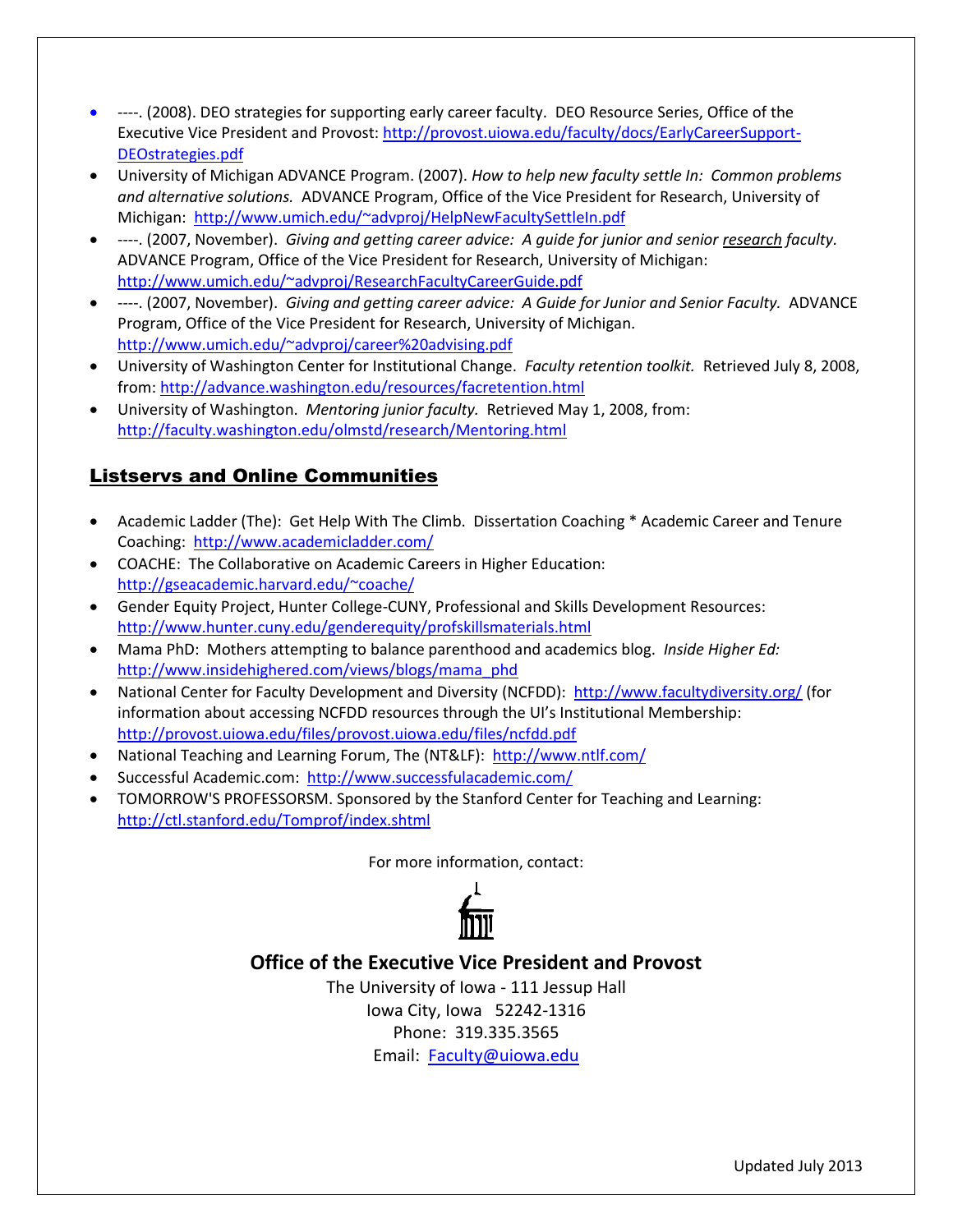- ----. (2008). DEO strategies for supporting early career faculty. DEO Resource Series, Office of the Executive Vice President and Provost: http://provost.uiowa.edu/faculty/docs/EarlyCareerSupport-DEOstrategies.pdf
- University of Michigan ADVANCE Program. (2007). *How to help new faculty settle In: Common problems and alternative solutions.* ADVANCE Program, Office of the Vice President for Research, University of Michigan: http://www.umich.edu/~advproj/HelpNewFacultySettleIn.pdf
- ----. (2007, November). *Giving and getting career advice: A guide for junior and senior research faculty.* ADVANCE Program, Office of the Vice President for Research, University of Michigan: http://www.umich.edu/~advproj/ResearchFacultyCareerGuide.pdf
- ----. (2007, November). *Giving and getting career advice: A Guide for Junior and Senior Faculty.* ADVANCE Program, Office of the Vice President for Research, University of Michigan. http://www.umich.edu/~advproj/career%20advising.pdf
- University of Washington Center for Institutional Change. *Faculty retention toolkit.* Retrieved July 8, 2008, from: http://advance.washington.edu/resources/facretention.html
- University of Washington. *Mentoring junior faculty.* Retrieved May 1, 2008, from: http://faculty.washington.edu/olmstd/research/Mentoring.html

## Listservs and Online Communities

- Academic Ladder (The): Get Help With The Climb. Dissertation Coaching * Academic Career and Tenure Coaching: http://www.academicladder.com/
- COACHE: The Collaborative on Academic Careers in Higher Education: http://gseacademic.harvard.edu/~coache/
- Gender Equity Project, Hunter College-CUNY, Professional and Skills Development Resources: http://www.hunter.cuny.edu/genderequity/profskillsmaterials.html
- Mama PhD: Mothers attempting to balance parenthood and academics blog. *Inside Higher Ed:* http://www.insidehighered.com/views/blogs/mama_phd
- National Center for Faculty Development and Diversity (NCFDD): http://www.facultydiversity.org/ (for information about accessing NCFDD resources through the UI's Institutional Membership: http://provost.uiowa.edu/files/provost.uiowa.edu/files/ncfdd.pdf
- National Teaching and Learning Forum, The (NT&LF): http://www.ntlf.com/
- Successful Academic.com: http://www.successfulacademic.com/
- TOMORROW'S PROFESSORSM. Sponsored by the Stanford Center for Teaching and Learning: http://ctl.stanford.edu/Tomprof/index.shtml

For more information, contact:

**Office of the Executive Vice President and Provost**

The University of Iowa - 111 Jessup Hall
Iowa City, Iowa 52242-1316
Phone: 319.335.3565
Email: Faculty@uiowa.edu

Updated July 2013